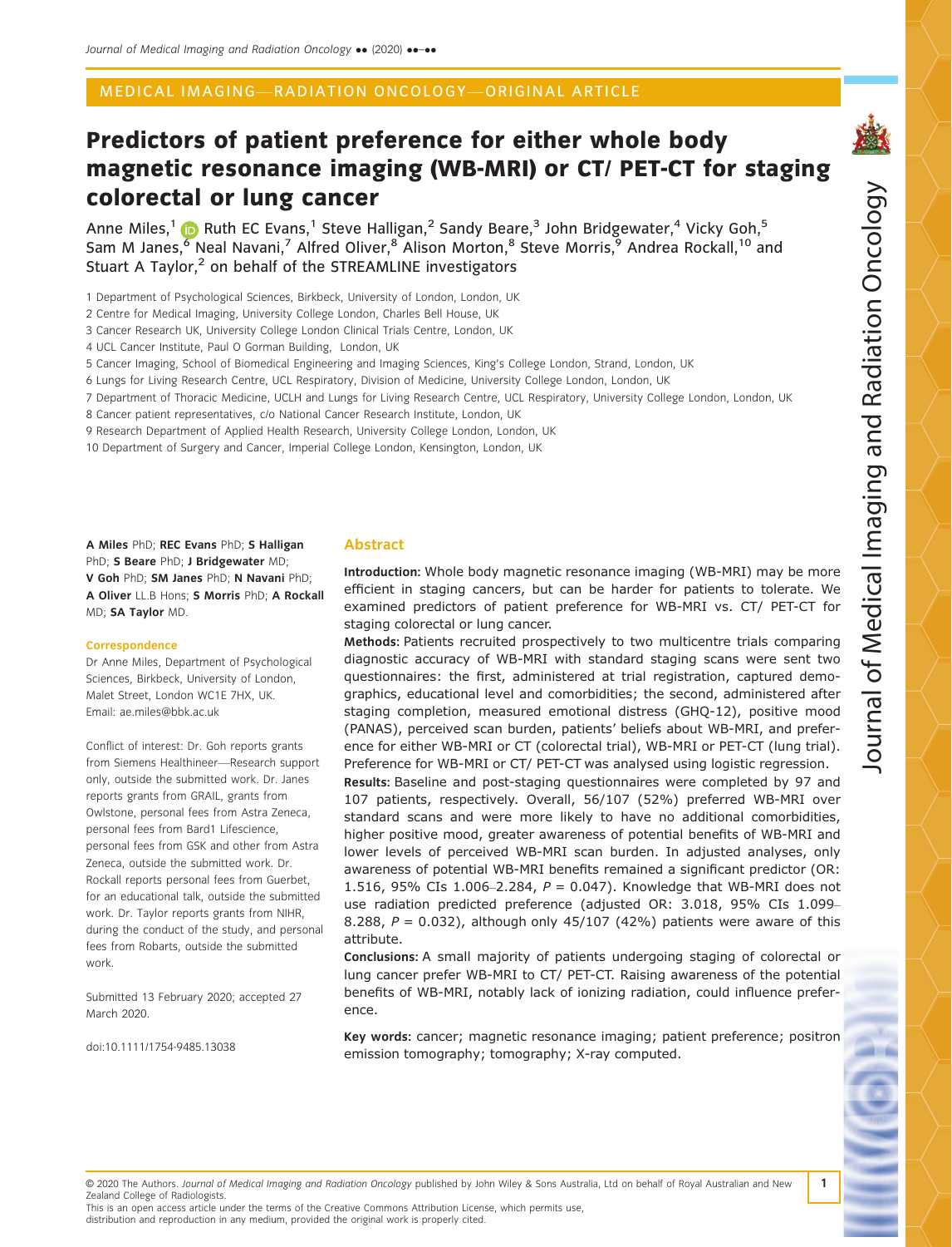MEDICAL IMAGING—RADIATION ONCOLOGY—ORIGINAL ARTICLE

# Predictors of patient preference for either whole body magnetic resonance imaging (WB-MRI) or CT/ PET-CT for staging colorectal or lung cancer

Anne Miles,[1] Ruth EC Evans,[1] Steve Halligan,[2] Sandy Beare,[3] John Bridgewater,[4] Vicky Goh,[5] Sam M Janes,[6] Neal Navani,[7] Alfred Oliver,[8] Alison Morton,[8] Steve Morris,[9] Andrea Rockall,[10] and Stuart A Taylor,[2] on behalf of the STREAMLINE investigators

1 Department of Psychological Sciences, Birkbeck, University of London, London, UK
2 Centre for Medical Imaging, University College London, Charles Bell House, UK
3 Cancer Research UK, University College London Clinical Trials Centre, London, UK
4 UCL Cancer Institute, Paul O Gorman Building, London, UK
5 Cancer Imaging, School of Biomedical Engineering and Imaging Sciences, King's College London, Strand, London, UK
6 Lungs for Living Research Centre, UCL Respiratory, Division of Medicine, University College London, London, UK
7 Department of Thoracic Medicine, UCLH and Lungs for Living Research Centre, UCL Respiratory, University College London, London, UK
8 Cancer patient representatives, c/o National Cancer Research Institute, London, UK
9 Research Department of Applied Health Research, University College London, London, UK
10 Department of Surgery and Cancer, Imperial College London, Kensington, London, UK

**A Miles** PhD; **REC Evans** PhD; **S Halligan** PhD; **S Beare** PhD; **J Bridgewater** MD; **V Goh** PhD; **SM Janes** PhD; **N Navani** PhD; **A Oliver** LL.B Hons; **S Morris** PhD; **A Rockall** MD; **SA Taylor** MD.

**Correspondence**

Dr Anne Miles, Department of Psychological Sciences, Birkbeck, University of London, Malet Street, London WC1E 7HX, UK.
Email: ae.miles@bbk.ac.uk

Conflict of interest: Dr. Goh reports grants from Siemens Healthineer—Research support only, outside the submitted work. Dr. Janes reports grants from GRAIL, grants from Owlstone, personal fees from Astra Zeneca, personal fees from Bard1 Lifescience, personal fees from GSK and other from Astra Zeneca, outside the submitted work. Dr. Rockall reports personal fees from Guerbet, for an educational talk, outside the submitted work. Dr. Taylor reports grants from NIHR, during the conduct of the study, and personal fees from Robarts, outside the submitted work.

Submitted 13 February 2020; accepted 27 March 2020.

doi:10.1111/1754-9485.13038

## Abstract

**Introduction:** Whole body magnetic resonance imaging (WB-MRI) may be more efficient in staging cancers, but can be harder for patients to tolerate. We examined predictors of patient preference for WB-MRI vs. CT/ PET-CT for staging colorectal or lung cancer.

**Methods:** Patients recruited prospectively to two multicentre trials comparing diagnostic accuracy of WB-MRI with standard staging scans were sent two questionnaires: the first, administered at trial registration, captured demographics, educational level and comorbidities; the second, administered after staging completion, measured emotional distress (GHQ-12), positive mood (PANAS), perceived scan burden, patients' beliefs about WB-MRI, and preference for either WB-MRI or CT (colorectal trial), WB-MRI or PET-CT (lung trial). Preference for WB-MRI or CT/ PET-CT was analysed using logistic regression.

**Results:** Baseline and post-staging questionnaires were completed by 97 and 107 patients, respectively. Overall, 56/107 (52%) preferred WB-MRI over standard scans and were more likely to have no additional comorbidities, higher positive mood, greater awareness of potential benefits of WB-MRI and lower levels of perceived WB-MRI scan burden. In adjusted analyses, only awareness of potential WB-MRI benefits remained a significant predictor (OR: 1.516, 95% CIs 1.006–2.284, $P = 0.047$). Knowledge that WB-MRI does not use radiation predicted preference (adjusted OR: 3.018, 95% CIs 1.099–8.288, $P = 0.032$), although only 45/107 (42%) patients were aware of this attribute.

**Conclusions:** A small majority of patients undergoing staging of colorectal or lung cancer prefer WB-MRI to CT/ PET-CT. Raising awareness of the potential benefits of WB-MRI, notably lack of ionizing radiation, could influence preference.

**Key words:** cancer; magnetic resonance imaging; patient preference; positron emission tomography; tomography; X-ray computed.

© 2020 The Authors. *Journal of Medical Imaging and Radiation Oncology* published by John Wiley & Sons Australia, Ltd on behalf of Royal Australian and New Zealand College of Radiologists.
This is an open access article under the terms of the Creative Commons Attribution License, which permits use, distribution and reproduction in any medium, provided the original work is properly cited.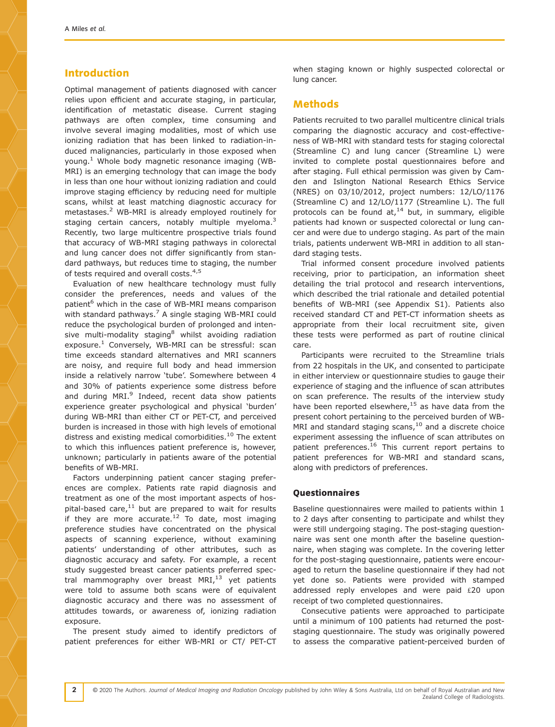## Introduction

Optimal management of patients diagnosed with cancer relies upon efficient and accurate staging, in particular, identification of metastatic disease. Current staging pathways are often complex, time consuming and involve several imaging modalities, most of which use ionizing radiation that has been linked to radiation-induced malignancies, particularly in those exposed when young.[1] Whole body magnetic resonance imaging (WB-MRI) is an emerging technology that can image the body in less than one hour without ionizing radiation and could improve staging efficiency by reducing need for multiple scans, whilst at least matching diagnostic accuracy for metastases.[2] WB-MRI is already employed routinely for staging certain cancers, notably multiple myeloma.[3] Recently, two large multicentre prospective trials found that accuracy of WB-MRI staging pathways in colorectal and lung cancer does not differ significantly from standard pathways, but reduces time to staging, the number of tests required and overall costs.[4,5]

Evaluation of new healthcare technology must fully consider the preferences, needs and values of the patient[6] which in the case of WB-MRI means comparison with standard pathways.[7] A single staging WB-MRI could reduce the psychological burden of prolonged and intensive multi-modality staging[8] whilst avoiding radiation exposure.[1] Conversely, WB-MRI can be stressful: scan time exceeds standard alternatives and MRI scanners are noisy, and require full body and head immersion inside a relatively narrow 'tube'. Somewhere between 4 and 30% of patients experience some distress before and during MRI.[9] Indeed, recent data show patients experience greater psychological and physical 'burden' during WB-MRI than either CT or PET-CT, and perceived burden is increased in those with high levels of emotional distress and existing medical comorbidities.[10] The extent to which this influences patient preference is, however, unknown; particularly in patients aware of the potential benefits of WB-MRI.

Factors underpinning patient cancer staging preferences are complex. Patients rate rapid diagnosis and treatment as one of the most important aspects of hospital-based care,[11] but are prepared to wait for results if they are more accurate.[12] To date, most imaging preference studies have concentrated on the physical aspects of scanning experience, without examining patients' understanding of other attributes, such as diagnostic accuracy and safety. For example, a recent study suggested breast cancer patients preferred spectral mammography over breast MRI,[13] yet patients were told to assume both scans were of equivalent diagnostic accuracy and there was no assessment of attitudes towards, or awareness of, ionizing radiation exposure.

The present study aimed to identify predictors of patient preferences for either WB-MRI or CT/ PET-CT when staging known or highly suspected colorectal or lung cancer.

## Methods

Patients recruited to two parallel multicentre clinical trials comparing the diagnostic accuracy and cost-effectiveness of WB-MRI with standard tests for staging colorectal (Streamline C) and lung cancer (Streamline L) were invited to complete postal questionnaires before and after staging. Full ethical permission was given by Camden and Islington National Research Ethics Service (NRES) on 03/10/2012, project numbers: 12/LO/1176 (Streamline C) and 12/LO/1177 (Streamline L). The full protocols can be found at,[14] but, in summary, eligible patients had known or suspected colorectal or lung cancer and were due to undergo staging. As part of the main trials, patients underwent WB-MRI in addition to all standard staging tests.

Trial informed consent procedure involved patients receiving, prior to participation, an information sheet detailing the trial protocol and research interventions, which described the trial rationale and detailed potential benefits of WB-MRI (see Appendix S1). Patients also received standard CT and PET-CT information sheets as appropriate from their local recruitment site, given these tests were performed as part of routine clinical care.

Participants were recruited to the Streamline trials from 22 hospitals in the UK, and consented to participate in either interview or questionnaire studies to gauge their experience of staging and the influence of scan attributes on scan preference. The results of the interview study have been reported elsewhere,[15] as have data from the present cohort pertaining to the perceived burden of WB-MRI and standard staging scans,[10] and a discrete choice experiment assessing the influence of scan attributes on patient preferences.[16] This current report pertains to patient preferences for WB-MRI and standard scans, along with predictors of preferences.

### Questionnaires

Baseline questionnaires were mailed to patients within 1 to 2 days after consenting to participate and whilst they were still undergoing staging. The post-staging questionnaire was sent one month after the baseline questionnaire, when staging was complete. In the covering letter for the post-staging questionnaire, patients were encouraged to return the baseline questionnaire if they had not yet done so. Patients were provided with stamped addressed reply envelopes and were paid £20 upon receipt of two completed questionnaires.

Consecutive patients were approached to participate until a minimum of 100 patients had returned the post-staging questionnaire. The study was originally powered to assess the comparative patient-perceived burden of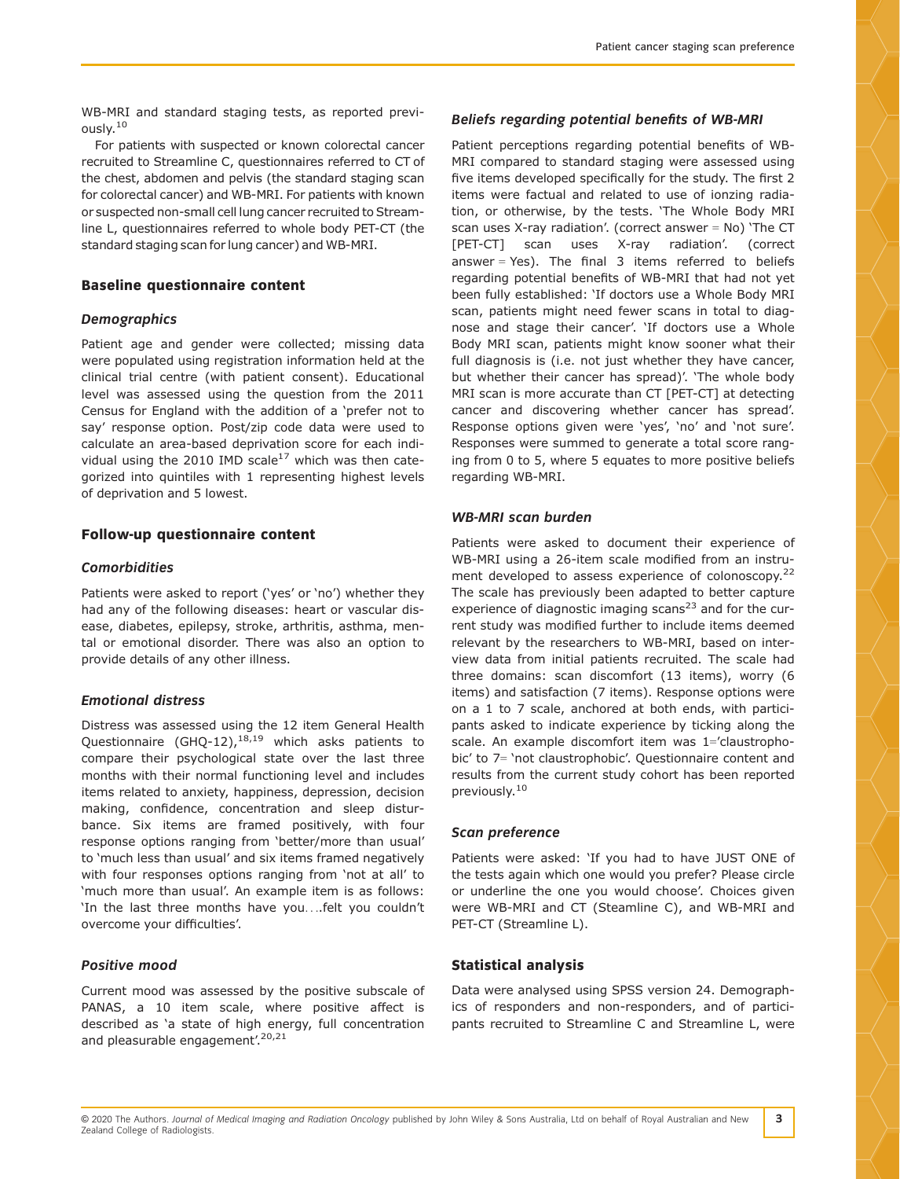WB-MRI and standard staging tests, as reported previously.[10]

For patients with suspected or known colorectal cancer recruited to Streamline C, questionnaires referred to CT of the chest, abdomen and pelvis (the standard staging scan for colorectal cancer) and WB-MRI. For patients with known or suspected non-small cell lung cancer recruited to Streamline L, questionnaires referred to whole body PET-CT (the standard staging scan for lung cancer) and WB-MRI.

## Baseline questionnaire content

### *Demographics*

Patient age and gender were collected; missing data were populated using registration information held at the clinical trial centre (with patient consent). Educational level was assessed using the question from the 2011 Census for England with the addition of a 'prefer not to say' response option. Post/zip code data were used to calculate an area-based deprivation score for each individual using the 2010 IMD scale[17] which was then categorized into quintiles with 1 representing highest levels of deprivation and 5 lowest.

## Follow-up questionnaire content

### *Comorbidities*

Patients were asked to report ('yes' or 'no') whether they had any of the following diseases: heart or vascular disease, diabetes, epilepsy, stroke, arthritis, asthma, mental or emotional disorder. There was also an option to provide details of any other illness.

### *Emotional distress*

Distress was assessed using the 12 item General Health Questionnaire (GHQ-12),[18,19] which asks patients to compare their psychological state over the last three months with their normal functioning level and includes items related to anxiety, happiness, depression, decision making, confidence, concentration and sleep disturbance. Six items are framed positively, with four response options ranging from 'better/more than usual' to 'much less than usual' and six items framed negatively with four responses options ranging from 'not at all' to 'much more than usual'. An example item is as follows: 'In the last three months have you….felt you couldn't overcome your difficulties'.

### *Positive mood*

Current mood was assessed by the positive subscale of PANAS, a 10 item scale, where positive affect is described as 'a state of high energy, full concentration and pleasurable engagement'.[20,21]

### *Beliefs regarding potential benefits of WB-MRI*

Patient perceptions regarding potential benefits of WB-MRI compared to standard staging were assessed using five items developed specifically for the study. The first 2 items were factual and related to use of ionzing radiation, or otherwise, by the tests. 'The Whole Body MRI scan uses X-ray radiation'. (correct answer = No) 'The CT [PET-CT] scan uses X-ray radiation'. (correct answer = Yes). The final 3 items referred to beliefs regarding potential benefits of WB-MRI that had not yet been fully established: 'If doctors use a Whole Body MRI scan, patients might need fewer scans in total to diagnose and stage their cancer'. 'If doctors use a Whole Body MRI scan, patients might know sooner what their full diagnosis is (i.e. not just whether they have cancer, but whether their cancer has spread)'. 'The whole body MRI scan is more accurate than CT [PET-CT] at detecting cancer and discovering whether cancer has spread'. Response options given were 'yes', 'no' and 'not sure'. Responses were summed to generate a total score ranging from 0 to 5, where 5 equates to more positive beliefs regarding WB-MRI.

### *WB-MRI scan burden*

Patients were asked to document their experience of WB-MRI using a 26-item scale modified from an instrument developed to assess experience of colonoscopy.[22] The scale has previously been adapted to better capture experience of diagnostic imaging scans[23] and for the current study was modified further to include items deemed relevant by the researchers to WB-MRI, based on interview data from initial patients recruited. The scale had three domains: scan discomfort (13 items), worry (6 items) and satisfaction (7 items). Response options were on a 1 to 7 scale, anchored at both ends, with participants asked to indicate experience by ticking along the scale. An example discomfort item was 1='claustrophobic' to 7= 'not claustrophobic'. Questionnaire content and results from the current study cohort has been reported previously.[10]

### *Scan preference*

Patients were asked: 'If you had to have JUST ONE of the tests again which one would you prefer? Please circle or underline the one you would choose'. Choices given were WB-MRI and CT (Steamline C), and WB-MRI and PET-CT (Streamline L).

## Statistical analysis

Data were analysed using SPSS version 24. Demographics of responders and non-responders, and of participants recruited to Streamline C and Streamline L, were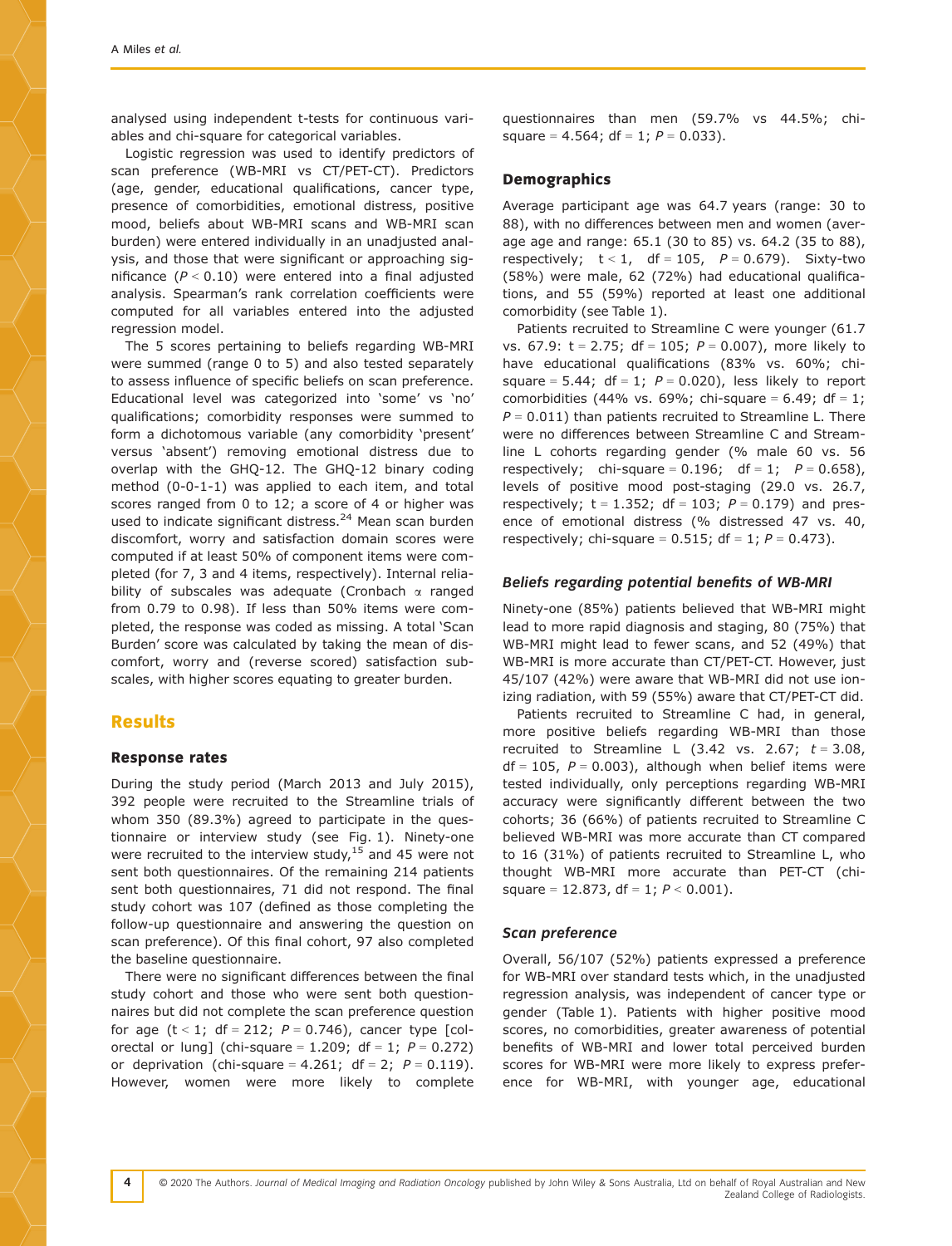analysed using independent t-tests for continuous variables and chi-square for categorical variables.

Logistic regression was used to identify predictors of scan preference (WB-MRI vs CT/PET-CT). Predictors (age, gender, educational qualifications, cancer type, presence of comorbidities, emotional distress, positive mood, beliefs about WB-MRI scans and WB-MRI scan burden) were entered individually in an unadjusted analysis, and those that were significant or approaching significance ($P < 0.10$) were entered into a final adjusted analysis. Spearman's rank correlation coefficients were computed for all variables entered into the adjusted regression model.

The 5 scores pertaining to beliefs regarding WB-MRI were summed (range 0 to 5) and also tested separately to assess influence of specific beliefs on scan preference. Educational level was categorized into 'some' vs 'no' qualifications; comorbidity responses were summed to form a dichotomous variable (any comorbidity 'present' versus 'absent') removing emotional distress due to overlap with the GHQ-12. The GHQ-12 binary coding method (0-0-1-1) was applied to each item, and total scores ranged from 0 to 12; a score of 4 or higher was used to indicate significant distress.[24] Mean scan burden discomfort, worry and satisfaction domain scores were computed if at least 50% of component items were completed (for 7, 3 and 4 items, respectively). Internal reliability of subscales was adequate (Cronbach $\alpha$ ranged from 0.79 to 0.98). If less than 50% items were completed, the response was coded as missing. A total 'Scan Burden' score was calculated by taking the mean of discomfort, worry and (reverse scored) satisfaction subscales, with higher scores equating to greater burden.

## Results

### Response rates

During the study period (March 2013 and July 2015), 392 people were recruited to the Streamline trials of whom 350 (89.3%) agreed to participate in the questionnaire or interview study (see Fig. 1). Ninety-one were recruited to the interview study,[15] and 45 were not sent both questionnaires. Of the remaining 214 patients sent both questionnaires, 71 did not respond. The final study cohort was 107 (defined as those completing the follow-up questionnaire and answering the question on scan preference). Of this final cohort, 97 also completed the baseline questionnaire.

There were no significant differences between the final study cohort and those who were sent both questionnaires but did not complete the scan preference question for age ($t < 1$; df = 212; $P = 0.746$), cancer type [colorectal or lung] (chi-square = 1.209; df = 1; $P = 0.272$) or deprivation (chi-square = 4.261; df = 2; $P = 0.119$). However, women were more likely to complete questionnaires than men (59.7% vs 44.5%; chi-square = 4.564; df = 1; $P = 0.033$).

### Demographics

Average participant age was 64.7 years (range: 30 to 88), with no differences between men and women (average age and range: 65.1 (30 to 85) vs. 64.2 (35 to 88), respectively; $t < 1$, df = 105, $P = 0.679$). Sixty-two (58%) were male, 62 (72%) had educational qualifications, and 55 (59%) reported at least one additional comorbidity (see Table 1).

Patients recruited to Streamline C were younger (61.7 vs. 67.9: t = 2.75; df = 105; $P = 0.007$), more likely to have educational qualifications (83% vs. 60%; chi-square = 5.44; df = 1; $P = 0.020$), less likely to report comorbidities (44% vs. 69%; chi-square = 6.49; df = 1; $P = 0.011$) than patients recruited to Streamline L. There were no differences between Streamline C and Streamline L cohorts regarding gender (% male 60 vs. 56 respectively; chi-square = 0.196; df = 1; $P = 0.658$), levels of positive mood post-staging (29.0 vs. 26.7, respectively; t = 1.352; df = 103; $P = 0.179$) and presence of emotional distress (% distressed 47 vs. 40, respectively; chi-square = 0.515; df = 1; $P = 0.473$).

### *Beliefs regarding potential benefits of WB-MRI*

Ninety-one (85%) patients believed that WB-MRI might lead to more rapid diagnosis and staging, 80 (75%) that WB-MRI might lead to fewer scans, and 52 (49%) that WB-MRI is more accurate than CT/PET-CT. However, just 45/107 (42%) were aware that WB-MRI did not use ionizing radiation, with 59 (55%) aware that CT/PET-CT did.

Patients recruited to Streamline C had, in general, more positive beliefs regarding WB-MRI than those recruited to Streamline L (3.42 vs. 2.67; $t = 3.08$, df = 105, $P = 0.003$), although when belief items were tested individually, only perceptions regarding WB-MRI accuracy were significantly different between the two cohorts; 36 (66%) of patients recruited to Streamline C believed WB-MRI was more accurate than CT compared to 16 (31%) of patients recruited to Streamline L, who thought WB-MRI more accurate than PET-CT (chi-square = 12.873, df = 1; $P < 0.001$).

### *Scan preference*

Overall, 56/107 (52%) patients expressed a preference for WB-MRI over standard tests which, in the unadjusted regression analysis, was independent of cancer type or gender (Table 1). Patients with higher positive mood scores, no comorbidities, greater awareness of potential benefits of WB-MRI and lower total perceived burden scores for WB-MRI were more likely to express preference for WB-MRI, with younger age, educational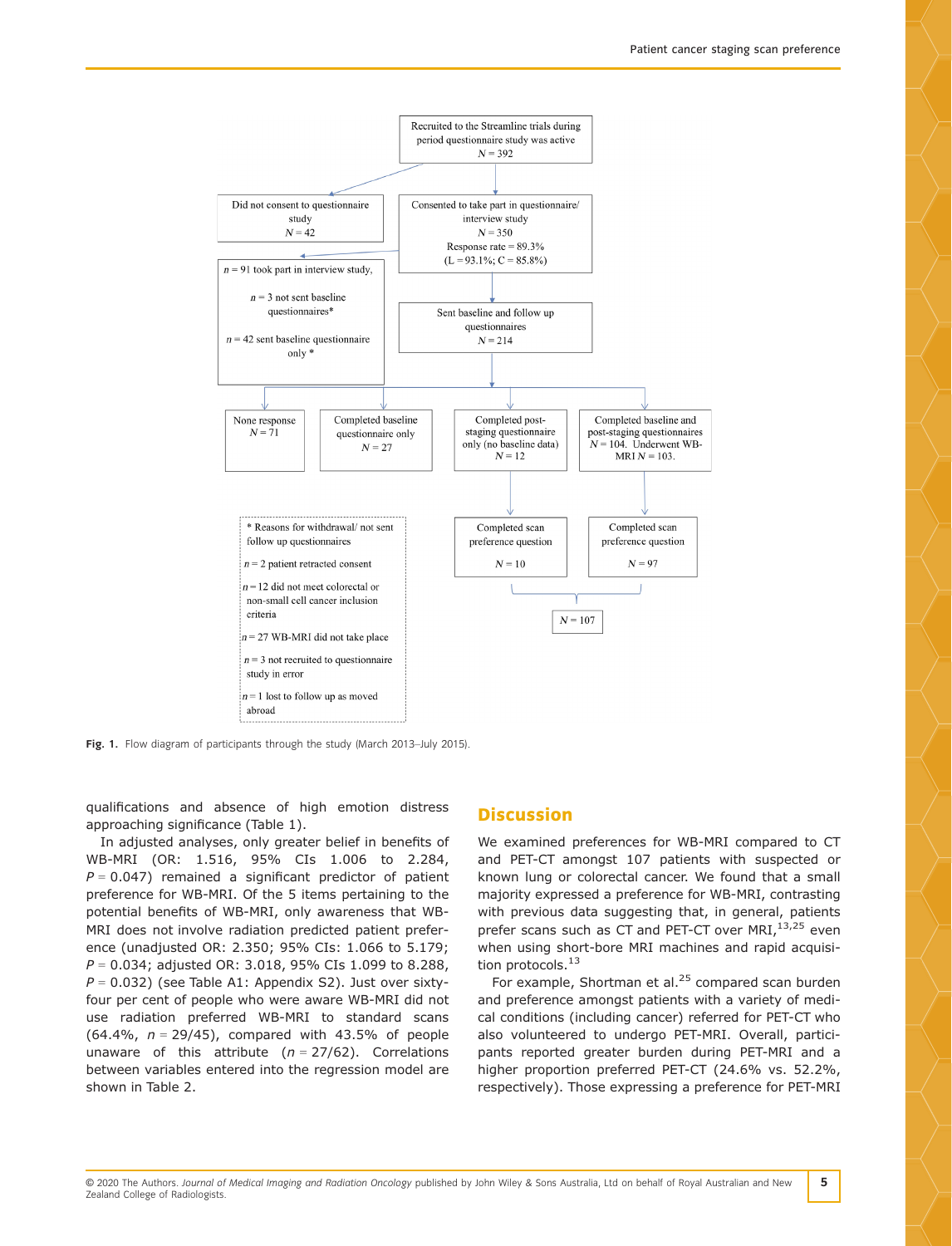Recruited to the Streamline trials during period questionnaire study was active
N = 392

Did not consent to questionnaire study
N = 42

Consented to take part in questionnaire/ interview study
N = 350
Response rate = 89.3%
(L = 93.1%; C = 85.8%)

n = 91 took part in interview study,

n = 3 not sent baseline questionnaires*

n = 42 sent baseline questionnaire only *

Sent baseline and follow up questionnaires
N = 214

None response
N = 71

Completed baseline questionnaire only
N = 27

Completed post-staging questionnaire only (no baseline data)
N = 12

Completed baseline and post-staging questionnaires
N = 104. Underwent WB-MRI N = 103.

\* Reasons for withdrawal/ not sent follow up questionnaires

n = 2 patient retracted consent

n = 12 did not meet colorectal or non-small cell cancer inclusion criteria

n = 27 WB-MRI did not take place

n = 3 not recruited to questionnaire study in error

n = 1 lost to follow up as moved abroad

Completed scan preference question
N = 10

Completed scan preference question
N = 97

N = 107

**Fig. 1.** Flow diagram of participants through the study (March 2013–July 2015).

qualifications and absence of high emotion distress approaching significance (Table 1).

In adjusted analyses, only greater belief in benefits of WB-MRI (OR: 1.516, 95% CIs 1.006 to 2.284, $P = 0.047$) remained a significant predictor of patient preference for WB-MRI. Of the 5 items pertaining to the potential benefits of WB-MRI, only awareness that WB-MRI does not involve radiation predicted patient preference (unadjusted OR: 2.350; 95% CIs: 1.066 to 5.179; $P = 0.034$; adjusted OR: 3.018, 95% CIs 1.099 to 8.288, $P = 0.032$) (see Table A1: Appendix S2). Just over sixty-four per cent of people who were aware WB-MRI did not use radiation preferred WB-MRI to standard scans (64.4%, $n = 29/45$), compared with 43.5% of people unaware of this attribute ($n = 27/62$). Correlations between variables entered into the regression model are shown in Table 2.

## Discussion

We examined preferences for WB-MRI compared to CT and PET-CT amongst 107 patients with suspected or known lung or colorectal cancer. We found that a small majority expressed a preference for WB-MRI, contrasting with previous data suggesting that, in general, patients prefer scans such as CT and PET-CT over MRI,[13,25] even when using short-bore MRI machines and rapid acquisition protocols.[13]

For example, Shortman et al.[25] compared scan burden and preference amongst patients with a variety of medical conditions (including cancer) referred for PET-CT who also volunteered to undergo PET-MRI. Overall, participants reported greater burden during PET-MRI and a higher proportion preferred PET-CT (24.6% vs. 52.2%, respectively). Those expressing a preference for PET-MRI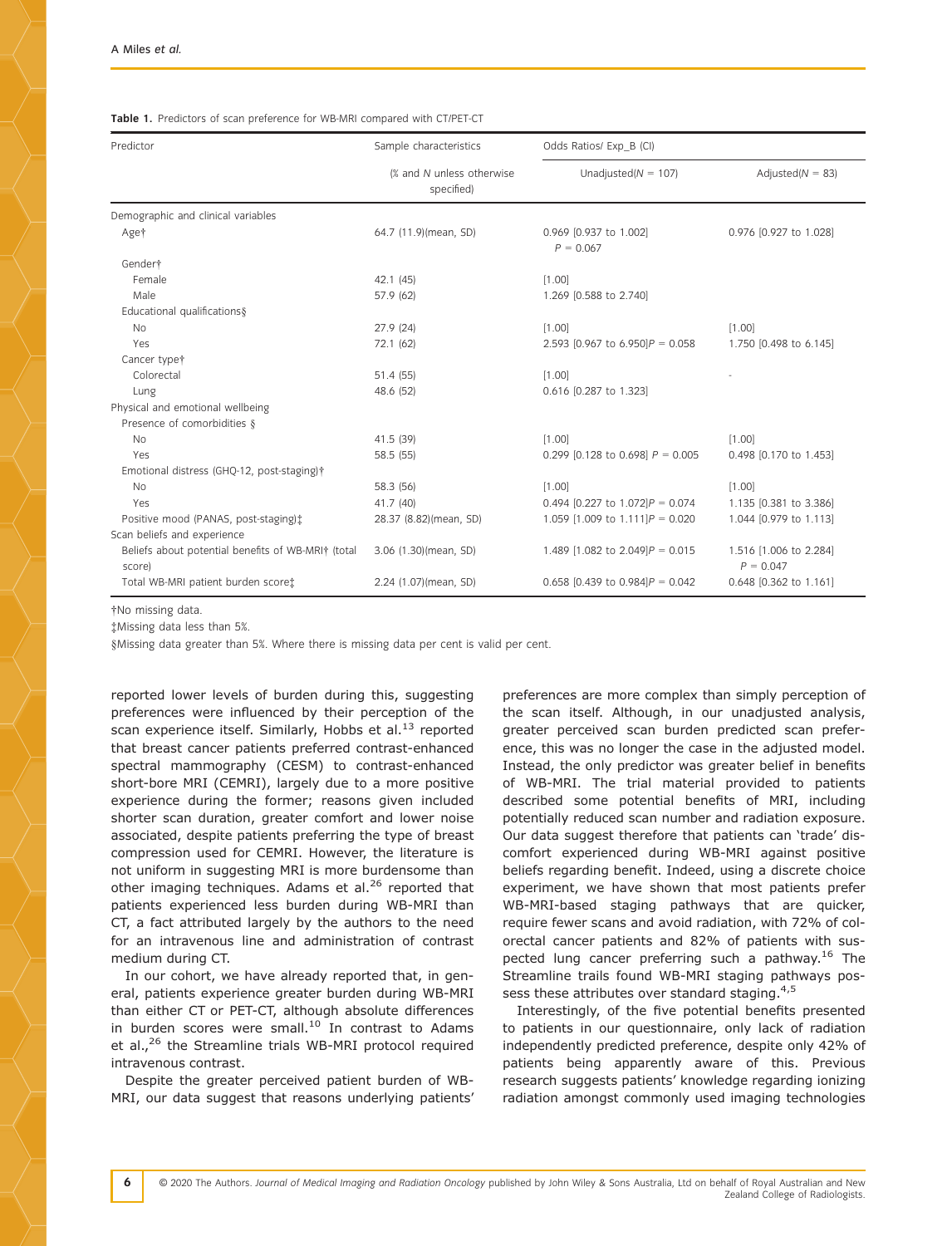**Table 1.** Predictors of scan preference for WB-MRI compared with CT/PET-CT

| Predictor | Sample characteristics | Odds Ratios/ Exp_B (CI) | |
|---|---|---|---|
| | (% and *N* unless otherwise specified) | Unadjusted(*N* = 107) | Adjusted(*N* = 83) |
| Demographic and clinical variables | | | |
| Age† | 64.7 (11.9)(mean, SD) | 0.969 [0.937 to 1.002] *P* = 0.067 | 0.976 [0.927 to 1.028] |
| Gender† | | | |
| Female | 42.1 (45) | [1.00] | |
| Male | 57.9 (62) | 1.269 [0.588 to 2.740] | |
| Educational qualifications§ | | | |
| No | 27.9 (24) | [1.00] | [1.00] |
| Yes | 72.1 (62) | 2.593 [0.967 to 6.950]*P* = 0.058 | 1.750 [0.498 to 6.145] |
| Cancer type† | | | |
| Colorectal | 51.4 (55) | [1.00] | - |
| Lung | 48.6 (52) | 0.616 [0.287 to 1.323] | |
| Physical and emotional wellbeing | | | |
| Presence of comorbidities § | | | |
| No | 41.5 (39) | [1.00] | [1.00] |
| Yes | 58.5 (55) | 0.299 [0.128 to 0.698] *P* = 0.005 | 0.498 [0.170 to 1.453] |
| Emotional distress (GHQ-12, post-staging)† | | | |
| No | 58.3 (56) | [1.00] | [1.00] |
| Yes | 41.7 (40) | 0.494 [0.227 to 1.072]*P* = 0.074 | 1.135 [0.381 to 3.386] |
| Positive mood (PANAS, post-staging)‡ | 28.37 (8.82)(mean, SD) | 1.059 [1.009 to 1.111]*P* = 0.020 | 1.044 [0.979 to 1.113] |
| Scan beliefs and experience | | | |
| Beliefs about potential benefits of WB-MRI† (total score) | 3.06 (1.30)(mean, SD) | 1.489 [1.082 to 2.049]*P* = 0.015 | 1.516 [1.006 to 2.284] *P* = 0.047 |
| Total WB-MRI patient burden score‡ | 2.24 (1.07)(mean, SD) | 0.658 [0.439 to 0.984]*P* = 0.042 | 0.648 [0.362 to 1.161] |

†No missing data.

‡Missing data less than 5%.

§Missing data greater than 5%. Where there is missing data per cent is valid per cent.

reported lower levels of burden during this, suggesting preferences were influenced by their perception of the scan experience itself. Similarly, Hobbs et al.[13] reported that breast cancer patients preferred contrast-enhanced spectral mammography (CESM) to contrast-enhanced short-bore MRI (CEMRI), largely due to a more positive experience during the former; reasons given included shorter scan duration, greater comfort and lower noise associated, despite patients preferring the type of breast compression used for CEMRI. However, the literature is not uniform in suggesting MRI is more burdensome than other imaging techniques. Adams et al.[26] reported that patients experienced less burden during WB-MRI than CT, a fact attributed largely by the authors to the need for an intravenous line and administration of contrast medium during CT.

In our cohort, we have already reported that, in general, patients experience greater burden during WB-MRI than either CT or PET-CT, although absolute differences in burden scores were small.[10] In contrast to Adams et al.,[26] the Streamline trials WB-MRI protocol required intravenous contrast.

Despite the greater perceived patient burden of WB-MRI, our data suggest that reasons underlying patients' preferences are more complex than simply perception of the scan itself. Although, in our unadjusted analysis, greater perceived scan burden predicted scan preference, this was no longer the case in the adjusted model. Instead, the only predictor was greater belief in benefits of WB-MRI. The trial material provided to patients described some potential benefits of MRI, including potentially reduced scan number and radiation exposure. Our data suggest therefore that patients can 'trade' discomfort experienced during WB-MRI against positive beliefs regarding benefit. Indeed, using a discrete choice experiment, we have shown that most patients prefer WB-MRI-based staging pathways that are quicker, require fewer scans and avoid radiation, with 72% of colorectal cancer patients and 82% of patients with suspected lung cancer preferring such a pathway.[16] The Streamline trails found WB-MRI staging pathways possess these attributes over standard staging.[4,5]

Interestingly, of the five potential benefits presented to patients in our questionnaire, only lack of radiation independently predicted preference, despite only 42% of patients being apparently aware of this. Previous research suggests patients' knowledge regarding ionizing radiation amongst commonly used imaging technologies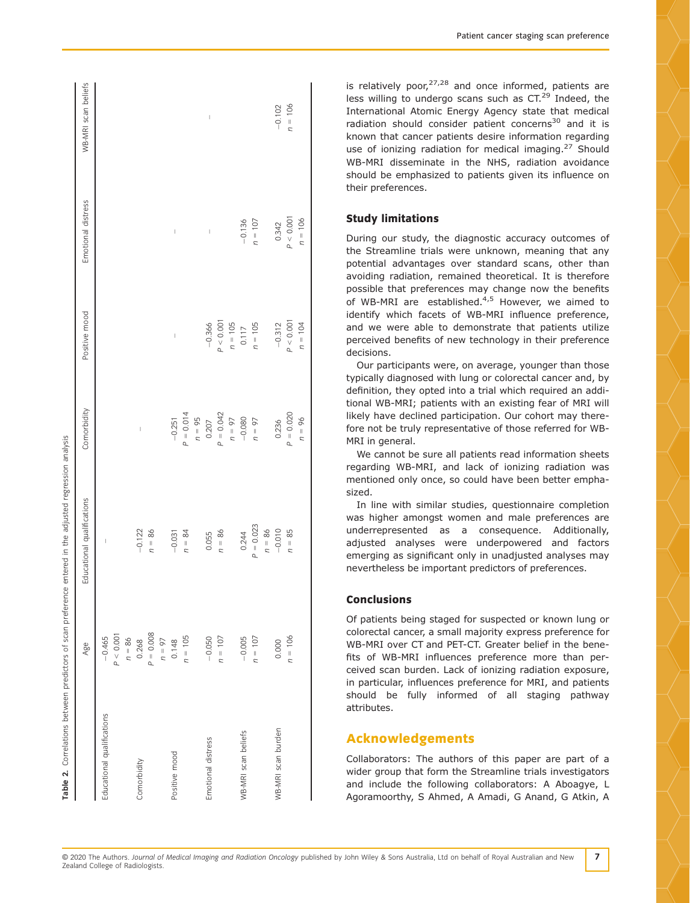**Table 2.** Correlations between predictors of scan preference entered in the adjusted regression analysis

| | Age | Educational qualifications | Comorbidity | Positive mood | Emotional distress | WB-MRI scan beliefs |
|---|---|---|---|---|---|---|
| Educational qualifications | −0.465 $P < 0.001$ $n = 86$ | – | | | | |
| Comorbidity | 0.268 $P = 0.008$ $n = 97$ | −0.122 $n = 86$ | – | | | |
| Positive mood | 0.148 $n = 105$ | −0.031 $n = 84$ | −0.251 $P = 0.014$ $n = 95$ | – | | |
| Emotional distress | −0.050 $n = 107$ | 0.055 $n = 86$ | 0.207 $P = 0.042$ $n = 97$ | −0.366 $P < 0.001$ $n = 105$ | – | |
| WB-MRI scan beliefs | −0.005 $n = 107$ | 0.244 $P = 0.023$ $n = 86$ | −0.080 $n = 97$ | 0.117 $n = 105$ | −0.136 $n = 107$ | – |
| WB-MRI scan burden | 0.000 $n = 106$ | −0.010 $n = 85$ | 0.236 $P = 0.020$ $n = 96$ | −0.312 $P < 0.001$ $n = 104$ | 0.342 $P < 0.001$ $n = 106$ | −0.102 $n = 106$ |

is relatively poor,[27,28] and once informed, patients are less willing to undergo scans such as CT.[29] Indeed, the International Atomic Energy Agency state that medical radiation should consider patient concerns[30] and it is known that cancer patients desire information regarding use of ionizing radiation for medical imaging.[27] Should WB-MRI disseminate in the NHS, radiation avoidance should be emphasized to patients given its influence on their preferences.

### Study limitations

During our study, the diagnostic accuracy outcomes of the Streamline trials were unknown, meaning that any potential advantages over standard scans, other than avoiding radiation, remained theoretical. It is therefore possible that preferences may change now the benefits of WB-MRI are established.[4,5] However, we aimed to identify which facets of WB-MRI influence preference, and we were able to demonstrate that patients utilize perceived benefits of new technology in their preference decisions.

Our participants were, on average, younger than those typically diagnosed with lung or colorectal cancer and, by definition, they opted into a trial which required an additional WB-MRI; patients with an existing fear of MRI will likely have declined participation. Our cohort may therefore not be truly representative of those referred for WB-MRI in general.

We cannot be sure all patients read information sheets regarding WB-MRI, and lack of ionizing radiation was mentioned only once, so could have been better emphasized.

In line with similar studies, questionnaire completion was higher amongst women and male preferences are underrepresented as a consequence. Additionally, adjusted analyses were underpowered and factors emerging as significant only in unadjusted analyses may nevertheless be important predictors of preferences.

### Conclusions

Of patients being staged for suspected or known lung or colorectal cancer, a small majority express preference for WB-MRI over CT and PET-CT. Greater belief in the benefits of WB-MRI influences preference more than perceived scan burden. Lack of ionizing radiation exposure, in particular, influences preference for MRI, and patients should be fully informed of all staging pathway attributes.

## Acknowledgements

Collaborators: The authors of this paper are part of a wider group that form the Streamline trials investigators and include the following collaborators: A Aboagye, L Agoramoorthy, S Ahmed, A Amadi, G Anand, G Atkin, A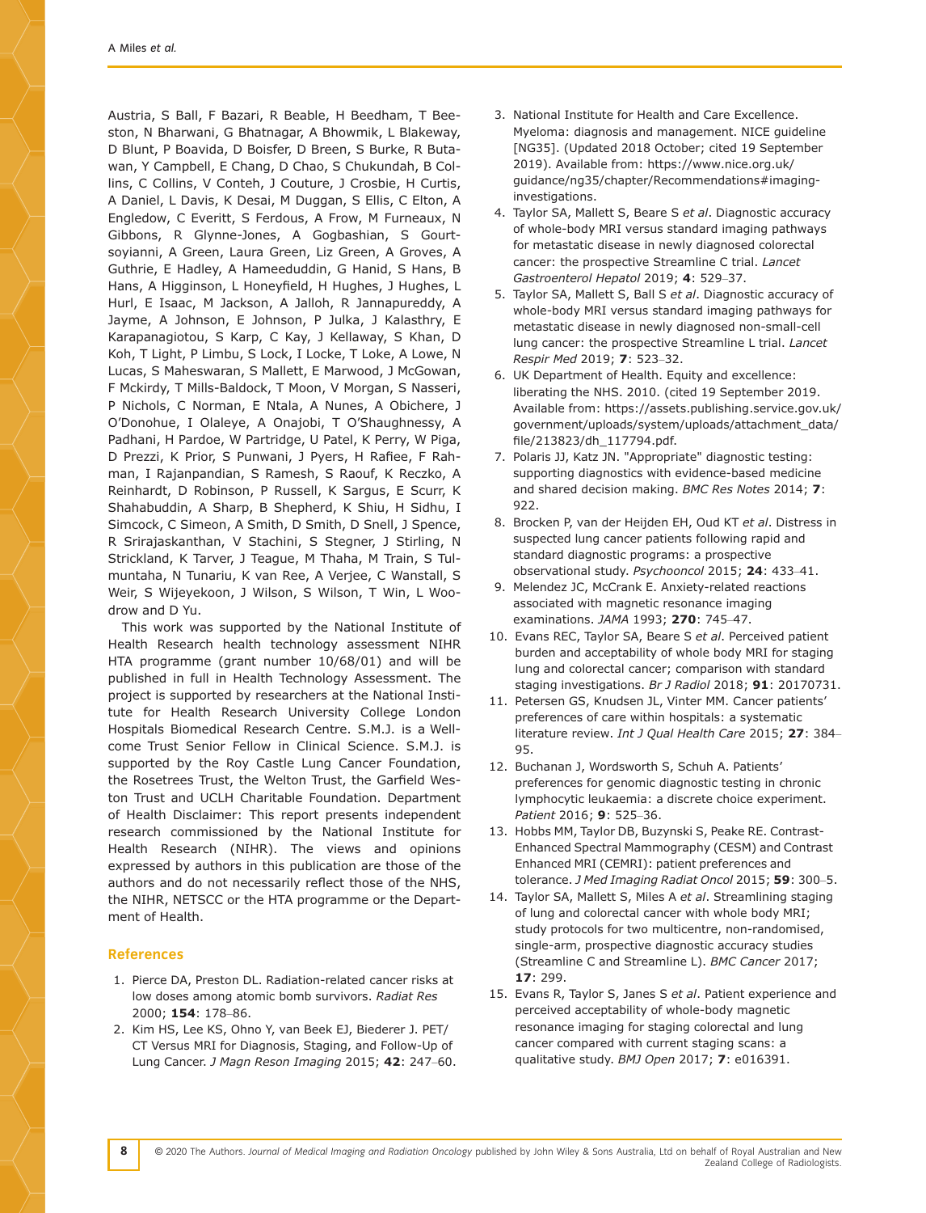Austria, S Ball, F Bazari, R Beable, H Beedham, T Beeston, N Bharwani, G Bhatnagar, A Bhowmik, L Blakeway, D Blunt, P Boavida, D Boisfer, D Breen, S Burke, R Butawan, Y Campbell, E Chang, D Chao, S Chukundah, B Collins, C Collins, V Conteh, J Couture, J Crosbie, H Curtis, A Daniel, L Davis, K Desai, M Duggan, S Ellis, C Elton, A Engledow, C Everitt, S Ferdous, A Frow, M Furneaux, N Gibbons, R Glynne-Jones, A Gogbashian, S Gourtsoyianni, A Green, Laura Green, Liz Green, A Groves, A Guthrie, E Hadley, A Hameeduddin, G Hanid, S Hans, B Hans, A Higginson, L Honeyfield, H Hughes, J Hughes, L Hurl, E Isaac, M Jackson, A Jalloh, R Jannapureddy, A Jayme, A Johnson, E Johnson, P Julka, J Kalasthry, E Karapanagiotou, S Karp, C Kay, J Kellaway, S Khan, D Koh, T Light, P Limbu, S Lock, I Locke, T Loke, A Lowe, N Lucas, S Maheswaran, S Mallett, E Marwood, J McGowan, F Mckirdy, T Mills-Baldock, T Moon, V Morgan, S Nasseri, P Nichols, C Norman, E Ntala, A Nunes, A Obichere, J O'Donohue, I Olaleye, A Onajobi, T O'Shaughnessy, A Padhani, H Pardoe, W Partridge, U Patel, K Perry, W Piga, D Prezzi, K Prior, S Punwani, J Pyers, H Rafiee, F Rahman, I Rajanpandian, S Ramesh, S Raouf, K Reczko, A Reinhardt, D Robinson, P Russell, K Sargus, E Scurr, K Shahabuddin, A Sharp, B Shepherd, K Shiu, H Sidhu, I Simcock, C Simeon, A Smith, D Smith, D Snell, J Spence, R Srirajaskanthan, V Stachini, S Stegner, J Stirling, N Strickland, K Tarver, J Teague, M Thaha, M Train, S Tulmuntaha, N Tunariu, K van Ree, A Verjee, C Wanstall, S Weir, S Wijeyekoon, J Wilson, S Wilson, T Win, L Woodrow and D Yu.

This work was supported by the National Institute of Health Research health technology assessment NIHR HTA programme (grant number 10/68/01) and will be published in full in Health Technology Assessment. The project is supported by researchers at the National Institute for Health Research University College London Hospitals Biomedical Research Centre. S.M.J. is a Wellcome Trust Senior Fellow in Clinical Science. S.M.J. is supported by the Roy Castle Lung Cancer Foundation, the Rosetrees Trust, the Welton Trust, the Garfield Weston Trust and UCLH Charitable Foundation. Department of Health Disclaimer: This report presents independent research commissioned by the National Institute for Health Research (NIHR). The views and opinions expressed by authors in this publication are those of the authors and do not necessarily reflect those of the NHS, the NIHR, NETSCC or the HTA programme or the Department of Health.

## References

1. Pierce DA, Preston DL. Radiation-related cancer risks at low doses among atomic bomb survivors. *Radiat Res* 2000; **154**: 178–86.
2. Kim HS, Lee KS, Ohno Y, van Beek EJ, Biederer J. PET/CT Versus MRI for Diagnosis, Staging, and Follow-Up of Lung Cancer. *J Magn Reson Imaging* 2015; **42**: 247–60.
3. National Institute for Health and Care Excellence. Myeloma: diagnosis and management. NICE guideline [NG35]. (Updated 2018 October; cited 19 September 2019). Available from: https://www.nice.org.uk/guidance/ng35/chapter/Recommendations#imaging-investigations.
4. Taylor SA, Mallett S, Beare S *et al*. Diagnostic accuracy of whole-body MRI versus standard imaging pathways for metastatic disease in newly diagnosed colorectal cancer: the prospective Streamline C trial. *Lancet Gastroenterol Hepatol* 2019; **4**: 529–37.
5. Taylor SA, Mallett S, Ball S *et al*. Diagnostic accuracy of whole-body MRI versus standard imaging pathways for metastatic disease in newly diagnosed non-small-cell lung cancer: the prospective Streamline L trial. *Lancet Respir Med* 2019; **7**: 523–32.
6. UK Department of Health. Equity and excellence: liberating the NHS. 2010. (cited 19 September 2019. Available from: https://assets.publishing.service.gov.uk/government/uploads/system/uploads/attachment_data/file/213823/dh_117794.pdf.
7. Polaris JJ, Katz JN. "Appropriate" diagnostic testing: supporting diagnostics with evidence-based medicine and shared decision making. *BMC Res Notes* 2014; **7**: 922.
8. Brocken P, van der Heijden EH, Oud KT *et al*. Distress in suspected lung cancer patients following rapid and standard diagnostic programs: a prospective observational study. *Psychooncol* 2015; **24**: 433–41.
9. Melendez JC, McCrank E. Anxiety-related reactions associated with magnetic resonance imaging examinations. *JAMA* 1993; **270**: 745–47.
10. Evans REC, Taylor SA, Beare S *et al*. Perceived patient burden and acceptability of whole body MRI for staging lung and colorectal cancer; comparison with standard staging investigations. *Br J Radiol* 2018; **91**: 20170731.
11. Petersen GS, Knudsen JL, Vinter MM. Cancer patients' preferences of care within hospitals: a systematic literature review. *Int J Qual Health Care* 2015; **27**: 384–95.
12. Buchanan J, Wordsworth S, Schuh A. Patients' preferences for genomic diagnostic testing in chronic lymphocytic leukaemia: a discrete choice experiment. *Patient* 2016; **9**: 525–36.
13. Hobbs MM, Taylor DB, Buzynski S, Peake RE. Contrast-Enhanced Spectral Mammography (CESM) and Contrast Enhanced MRI (CEMRI): patient preferences and tolerance. *J Med Imaging Radiat Oncol* 2015; **59**: 300–5.
14. Taylor SA, Mallett S, Miles A *et al*. Streamlining staging of lung and colorectal cancer with whole body MRI; study protocols for two multicentre, non-randomised, single-arm, prospective diagnostic accuracy studies (Streamline C and Streamline L). *BMC Cancer* 2017; **17**: 299.
15. Evans R, Taylor S, Janes S *et al*. Patient experience and perceived acceptability of whole-body magnetic resonance imaging for staging colorectal and lung cancer compared with current staging scans: a qualitative study. *BMJ Open* 2017; **7**: e016391.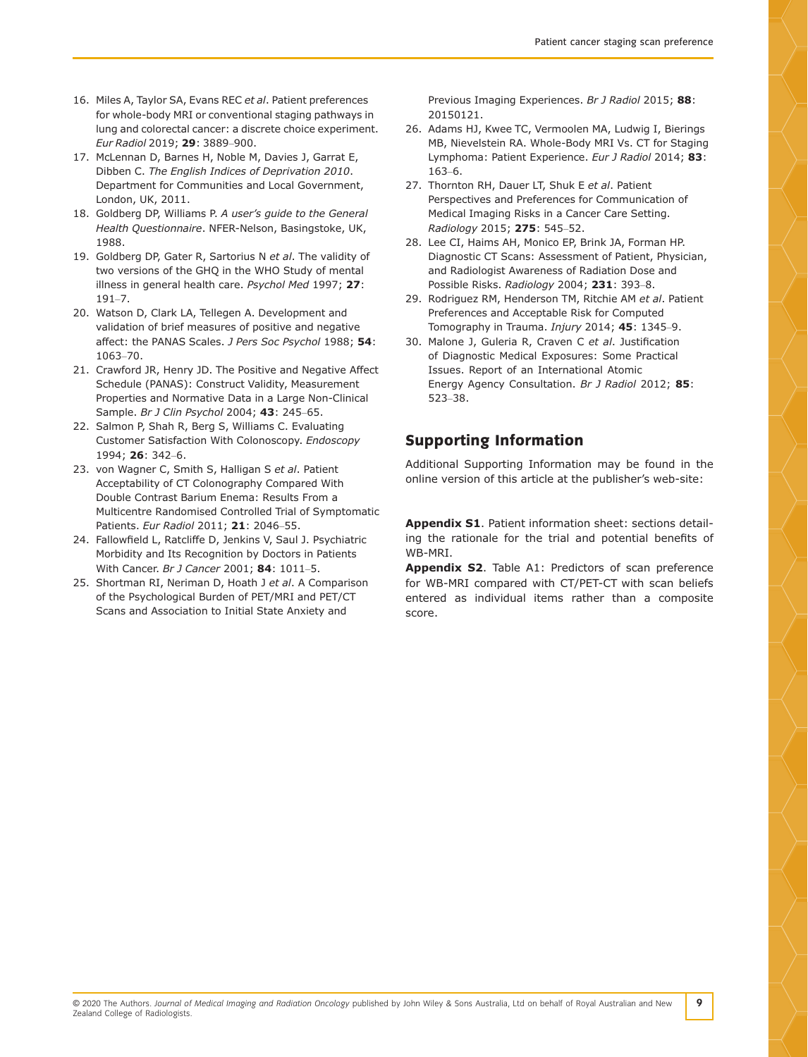16. Miles A, Taylor SA, Evans REC *et al*. Patient preferences for whole-body MRI or conventional staging pathways in lung and colorectal cancer: a discrete choice experiment. *Eur Radiol* 2019; **29**: 3889–900.
17. McLennan D, Barnes H, Noble M, Davies J, Garrat E, Dibben C. *The English Indices of Deprivation 2010*. Department for Communities and Local Government, London, UK, 2011.
18. Goldberg DP, Williams P. *A user's guide to the General Health Questionnaire*. NFER-Nelson, Basingstoke, UK, 1988.
19. Goldberg DP, Gater R, Sartorius N *et al*. The validity of two versions of the GHQ in the WHO Study of mental illness in general health care. *Psychol Med* 1997; **27**: 191–7.
20. Watson D, Clark LA, Tellegen A. Development and validation of brief measures of positive and negative affect: the PANAS Scales. *J Pers Soc Psychol* 1988; **54**: 1063–70.
21. Crawford JR, Henry JD. The Positive and Negative Affect Schedule (PANAS): Construct Validity, Measurement Properties and Normative Data in a Large Non-Clinical Sample. *Br J Clin Psychol* 2004; **43**: 245–65.
22. Salmon P, Shah R, Berg S, Williams C. Evaluating Customer Satisfaction With Colonoscopy. *Endoscopy* 1994; **26**: 342–6.
23. von Wagner C, Smith S, Halligan S *et al*. Patient Acceptability of CT Colonography Compared With Double Contrast Barium Enema: Results From a Multicentre Randomised Controlled Trial of Symptomatic Patients. *Eur Radiol* 2011; **21**: 2046–55.
24. Fallowfield L, Ratcliffe D, Jenkins V, Saul J. Psychiatric Morbidity and Its Recognition by Doctors in Patients With Cancer. *Br J Cancer* 2001; **84**: 1011–5.
25. Shortman RI, Neriman D, Hoath J *et al*. A Comparison of the Psychological Burden of PET/MRI and PET/CT Scans and Association to Initial State Anxiety and Previous Imaging Experiences. *Br J Radiol* 2015; **88**: 20150121.
26. Adams HJ, Kwee TC, Vermoolen MA, Ludwig I, Bierings MB, Nievelstein RA. Whole-Body MRI Vs. CT for Staging Lymphoma: Patient Experience. *Eur J Radiol* 2014; **83**: 163–6.
27. Thornton RH, Dauer LT, Shuk E *et al*. Patient Perspectives and Preferences for Communication of Medical Imaging Risks in a Cancer Care Setting. *Radiology* 2015; **275**: 545–52.
28. Lee CI, Haims AH, Monico EP, Brink JA, Forman HP. Diagnostic CT Scans: Assessment of Patient, Physician, and Radiologist Awareness of Radiation Dose and Possible Risks. *Radiology* 2004; **231**: 393–8.
29. Rodriguez RM, Henderson TM, Ritchie AM *et al*. Patient Preferences and Acceptable Risk for Computed Tomography in Trauma. *Injury* 2014; **45**: 1345–9.
30. Malone J, Guleria R, Craven C *et al*. Justification of Diagnostic Medical Exposures: Some Practical Issues. Report of an International Atomic Energy Agency Consultation. *Br J Radiol* 2012; **85**: 523–38.

## Supporting Information

Additional Supporting Information may be found in the online version of this article at the publisher's web-site:

**Appendix S1**. Patient information sheet: sections detailing the rationale for the trial and potential benefits of WB-MRI.

**Appendix S2**. Table A1: Predictors of scan preference for WB-MRI compared with CT/PET-CT with scan beliefs entered as individual items rather than a composite score.